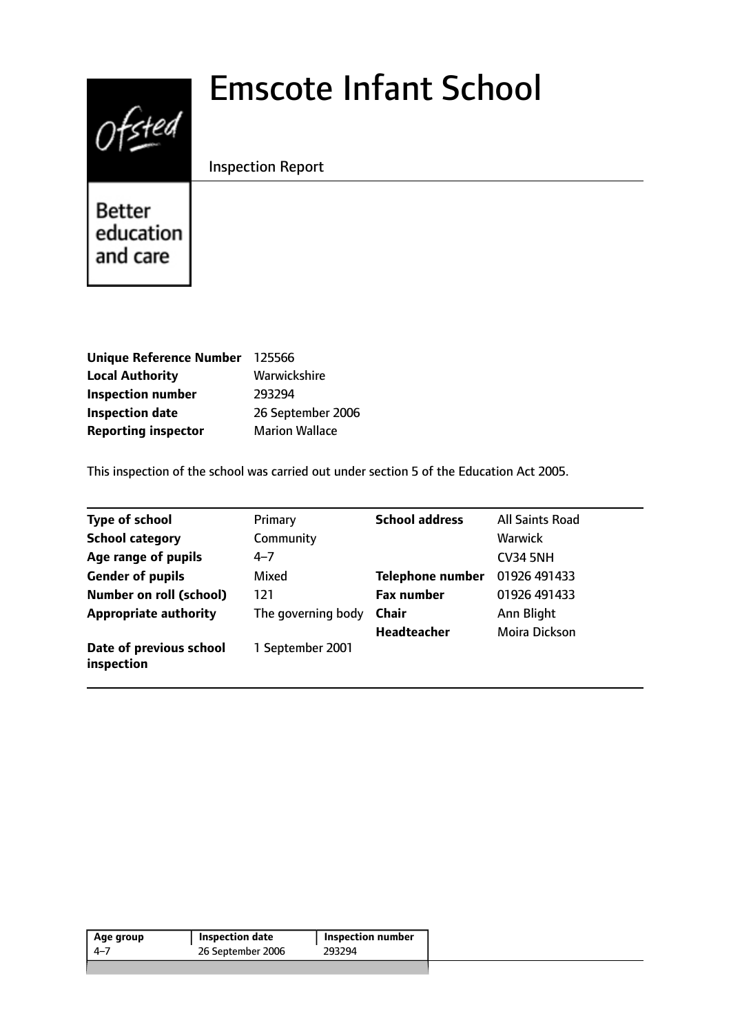# Emscote Infant School

Inspection Report

Better education and care

| | |
|---|---|
| **Unique Reference Number** | 125566 |
| **Local Authority** | Warwickshire |
| **Inspection number** | 293294 |
| **Inspection date** | 26 September 2006 |
| **Reporting inspector** | Marion Wallace |

This inspection of the school was carried out under section 5 of the Education Act 2005.

| | | | |
|---|---|---|---|
| **Type of school** | Primary | **School address** | All Saints Road |
| **School category** | Community | | Warwick |
| **Age range of pupils** | 4–7 | | CV34 5NH |
| **Gender of pupils** | Mixed | **Telephone number** | 01926 491433 |
| **Number on roll (school)** | 121 | **Fax number** | 01926 491433 |
| **Appropriate authority** | The governing body | **Chair** | Ann Blight |
| | | **Headteacher** | Moira Dickson |
| **Date of previous school inspection** | 1 September 2001 | | |

| Age group | Inspection date | Inspection number |
|---|---|---|
| 4–7 | 26 September 2006 | 293294 |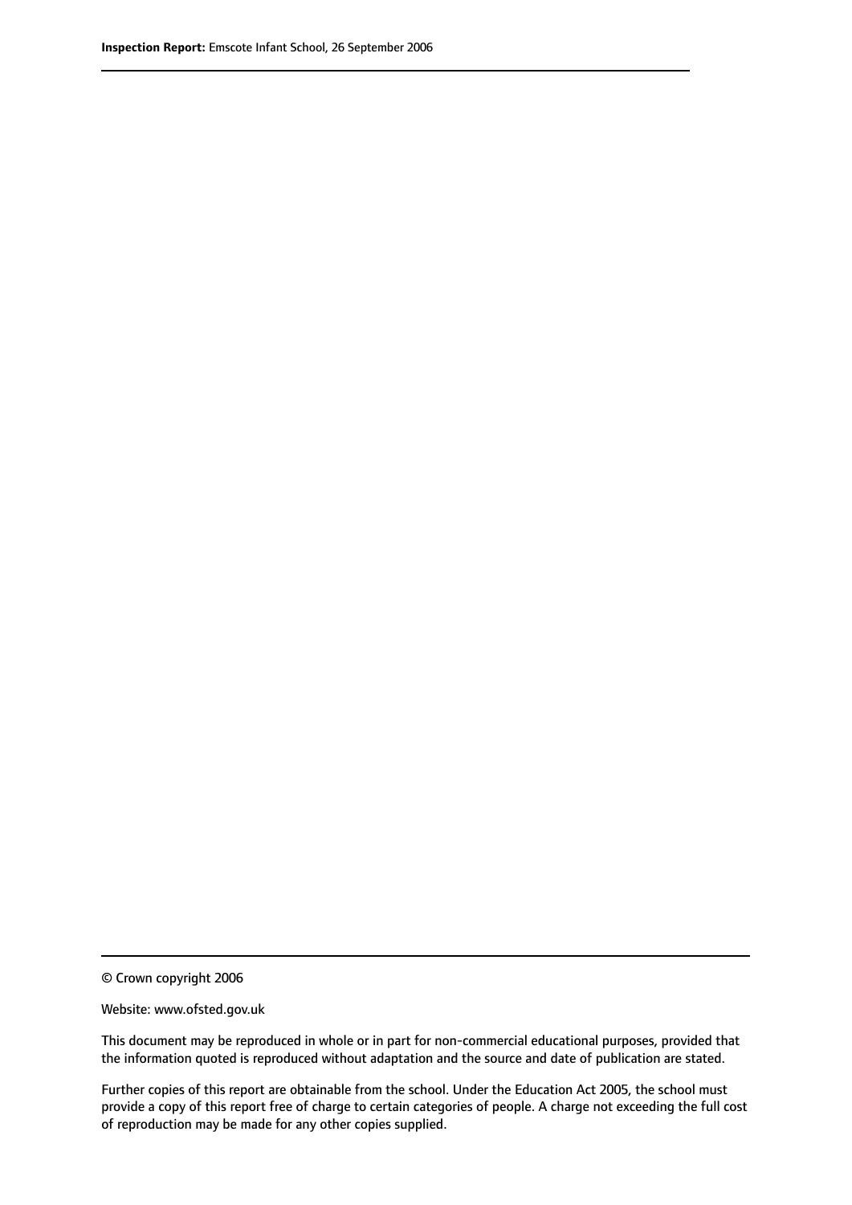© Crown copyright 2006

Website: www.ofsted.gov.uk

This document may be reproduced in whole or in part for non-commercial educational purposes, provided that the information quoted is reproduced without adaptation and the source and date of publication are stated.

Further copies of this report are obtainable from the school. Under the Education Act 2005, the school must provide a copy of this report free of charge to certain categories of people. A charge not exceeding the full cost of reproduction may be made for any other copies supplied.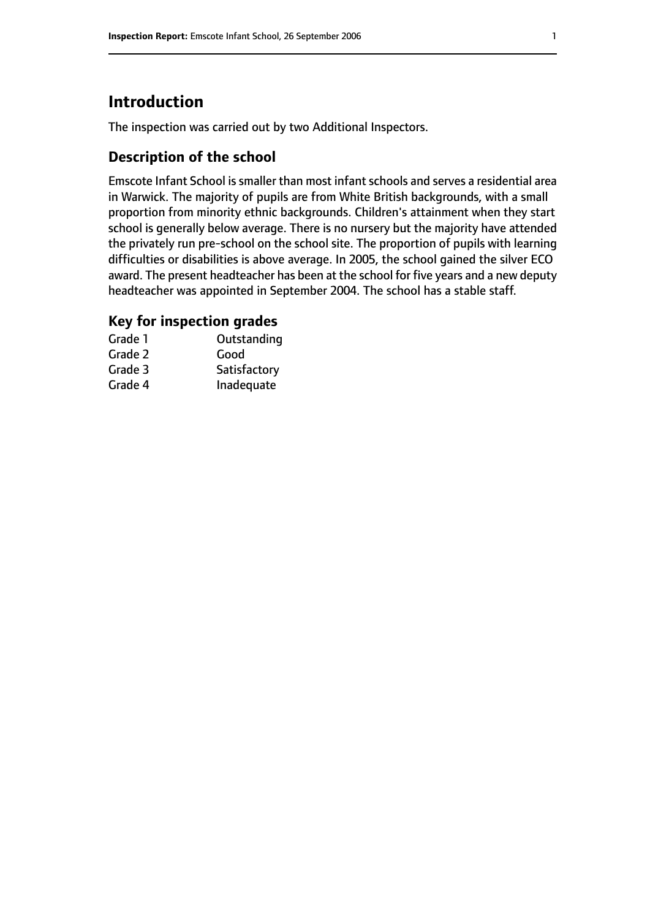# Introduction

The inspection was carried out by two Additional Inspectors.

## Description of the school

Emscote Infant School is smaller than most infant schools and serves a residential area in Warwick. The majority of pupils are from White British backgrounds, with a small proportion from minority ethnic backgrounds. Children's attainment when they start school is generally below average. There is no nursery but the majority have attended the privately run pre-school on the school site. The proportion of pupils with learning difficulties or disabilities is above average. In 2005, the school gained the silver ECO award. The present headteacher has been at the school for five years and a new deputy headteacher was appointed in September 2004. The school has a stable staff.

## Key for inspection grades

| | |
|---|---|
| Grade 1 | Outstanding |
| Grade 2 | Good |
| Grade 3 | Satisfactory |
| Grade 4 | Inadequate |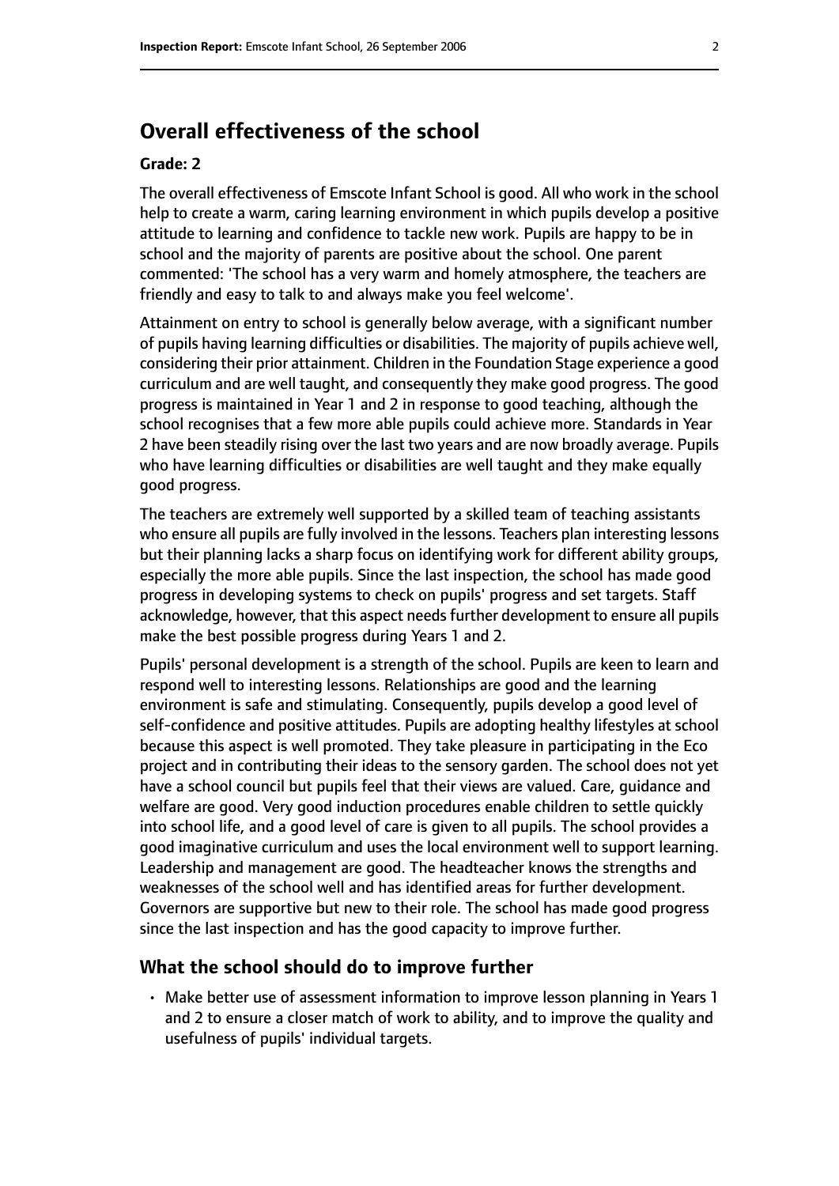## Overall effectiveness of the school

### Grade: 2

The overall effectiveness of Emscote Infant School is good. All who work in the school help to create a warm, caring learning environment in which pupils develop a positive attitude to learning and confidence to tackle new work. Pupils are happy to be in school and the majority of parents are positive about the school. One parent commented: 'The school has a very warm and homely atmosphere, the teachers are friendly and easy to talk to and always make you feel welcome'.

Attainment on entry to school is generally below average, with a significant number of pupils having learning difficulties or disabilities. The majority of pupils achieve well, considering their prior attainment. Children in the Foundation Stage experience a good curriculum and are well taught, and consequently they make good progress. The good progress is maintained in Year 1 and 2 in response to good teaching, although the school recognises that a few more able pupils could achieve more. Standards in Year 2 have been steadily rising over the last two years and are now broadly average. Pupils who have learning difficulties or disabilities are well taught and they make equally good progress.

The teachers are extremely well supported by a skilled team of teaching assistants who ensure all pupils are fully involved in the lessons. Teachers plan interesting lessons but their planning lacks a sharp focus on identifying work for different ability groups, especially the more able pupils. Since the last inspection, the school has made good progress in developing systems to check on pupils' progress and set targets. Staff acknowledge, however, that this aspect needs further development to ensure all pupils make the best possible progress during Years 1 and 2.

Pupils' personal development is a strength of the school. Pupils are keen to learn and respond well to interesting lessons. Relationships are good and the learning environment is safe and stimulating. Consequently, pupils develop a good level of self-confidence and positive attitudes. Pupils are adopting healthy lifestyles at school because this aspect is well promoted. They take pleasure in participating in the Eco project and in contributing their ideas to the sensory garden. The school does not yet have a school council but pupils feel that their views are valued. Care, guidance and welfare are good. Very good induction procedures enable children to settle quickly into school life, and a good level of care is given to all pupils. The school provides a good imaginative curriculum and uses the local environment well to support learning. Leadership and management are good. The headteacher knows the strengths and weaknesses of the school well and has identified areas for further development. Governors are supportive but new to their role. The school has made good progress since the last inspection and has the good capacity to improve further.

## What the school should do to improve further

- Make better use of assessment information to improve lesson planning in Years 1 and 2 to ensure a closer match of work to ability, and to improve the quality and usefulness of pupils' individual targets.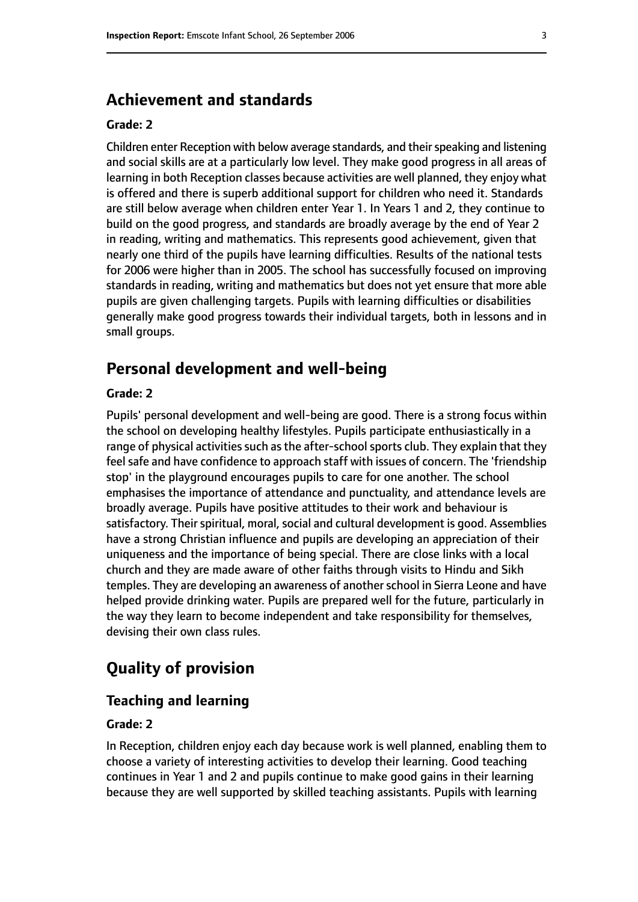## Achievement and standards

**Grade: 2**

Children enter Reception with below average standards, and their speaking and listening and social skills are at a particularly low level. They make good progress in all areas of learning in both Reception classes because activities are well planned, they enjoy what is offered and there is superb additional support for children who need it. Standards are still below average when children enter Year 1. In Years 1 and 2, they continue to build on the good progress, and standards are broadly average by the end of Year 2 in reading, writing and mathematics. This represents good achievement, given that nearly one third of the pupils have learning difficulties. Results of the national tests for 2006 were higher than in 2005. The school has successfully focused on improving standards in reading, writing and mathematics but does not yet ensure that more able pupils are given challenging targets. Pupils with learning difficulties or disabilities generally make good progress towards their individual targets, both in lessons and in small groups.

## Personal development and well-being

**Grade: 2**

Pupils' personal development and well-being are good. There is a strong focus within the school on developing healthy lifestyles. Pupils participate enthusiastically in a range of physical activities such as the after-school sports club. They explain that they feel safe and have confidence to approach staff with issues of concern. The 'friendship stop' in the playground encourages pupils to care for one another. The school emphasises the importance of attendance and punctuality, and attendance levels are broadly average. Pupils have positive attitudes to their work and behaviour is satisfactory. Their spiritual, moral, social and cultural development is good. Assemblies have a strong Christian influence and pupils are developing an appreciation of their uniqueness and the importance of being special. There are close links with a local church and they are made aware of other faiths through visits to Hindu and Sikh temples. They are developing an awareness of another school in Sierra Leone and have helped provide drinking water. Pupils are prepared well for the future, particularly in the way they learn to become independent and take responsibility for themselves, devising their own class rules.

## Quality of provision

### Teaching and learning

**Grade: 2**

In Reception, children enjoy each day because work is well planned, enabling them to choose a variety of interesting activities to develop their learning. Good teaching continues in Year 1 and 2 and pupils continue to make good gains in their learning because they are well supported by skilled teaching assistants. Pupils with learning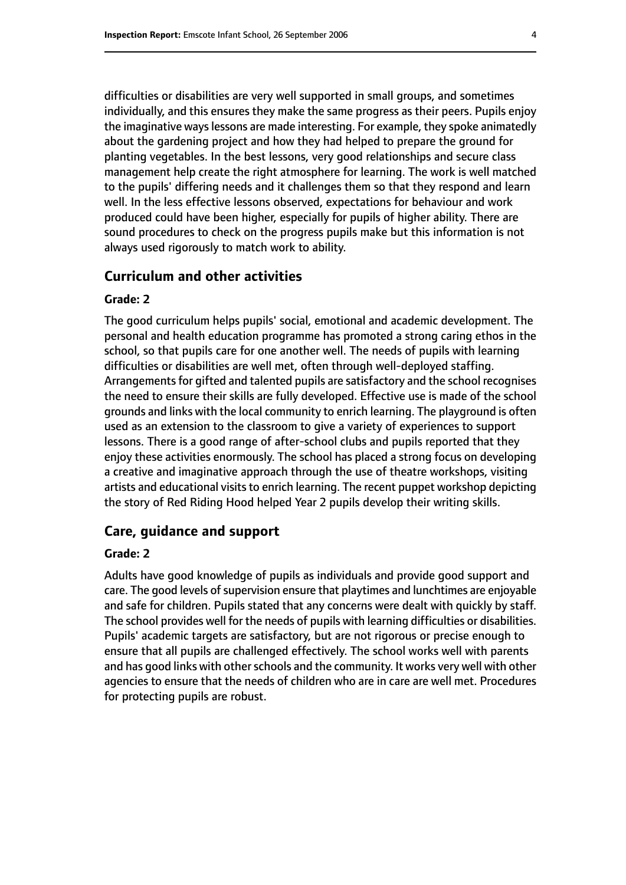difficulties or disabilities are very well supported in small groups, and sometimes individually, and this ensures they make the same progress as their peers. Pupils enjoy the imaginative ways lessons are made interesting. For example, they spoke animatedly about the gardening project and how they had helped to prepare the ground for planting vegetables. In the best lessons, very good relationships and secure class management help create the right atmosphere for learning. The work is well matched to the pupils' differing needs and it challenges them so that they respond and learn well. In the less effective lessons observed, expectations for behaviour and work produced could have been higher, especially for pupils of higher ability. There are sound procedures to check on the progress pupils make but this information is not always used rigorously to match work to ability.

## Curriculum and other activities

#### Grade: 2

The good curriculum helps pupils' social, emotional and academic development. The personal and health education programme has promoted a strong caring ethos in the school, so that pupils care for one another well. The needs of pupils with learning difficulties or disabilities are well met, often through well-deployed staffing. Arrangements for gifted and talented pupils are satisfactory and the school recognises the need to ensure their skills are fully developed. Effective use is made of the school grounds and links with the local community to enrich learning. The playground is often used as an extension to the classroom to give a variety of experiences to support lessons. There is a good range of after-school clubs and pupils reported that they enjoy these activities enormously. The school has placed a strong focus on developing a creative and imaginative approach through the use of theatre workshops, visiting artists and educational visits to enrich learning. The recent puppet workshop depicting the story of Red Riding Hood helped Year 2 pupils develop their writing skills.

## Care, guidance and support

#### Grade: 2

Adults have good knowledge of pupils as individuals and provide good support and care. The good levels of supervision ensure that playtimes and lunchtimes are enjoyable and safe for children. Pupils stated that any concerns were dealt with quickly by staff. The school provides well for the needs of pupils with learning difficulties or disabilities. Pupils' academic targets are satisfactory, but are not rigorous or precise enough to ensure that all pupils are challenged effectively. The school works well with parents and has good links with other schools and the community. It works very well with other agencies to ensure that the needs of children who are in care are well met. Procedures for protecting pupils are robust.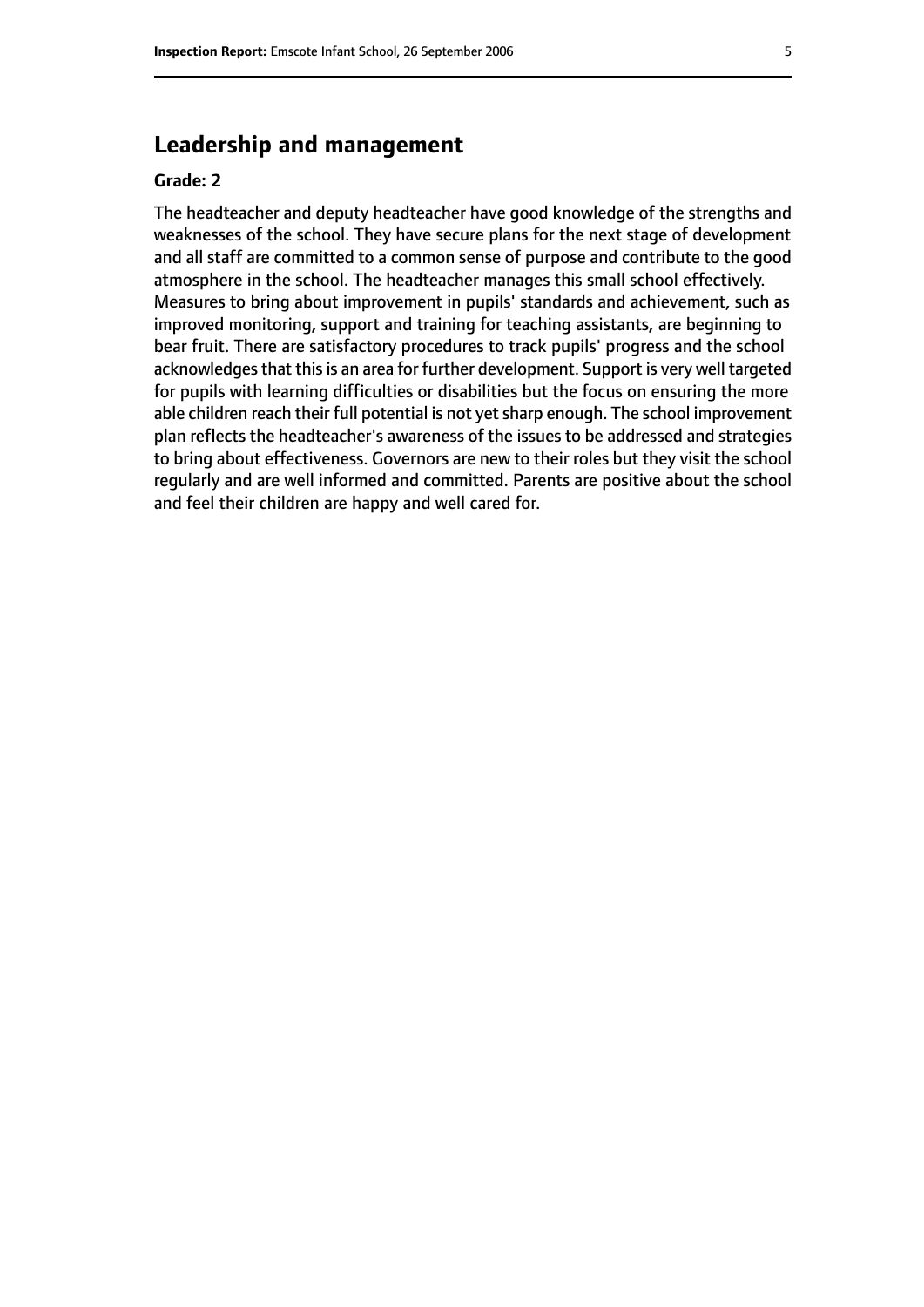## Leadership and management

### Grade: 2

The headteacher and deputy headteacher have good knowledge of the strengths and weaknesses of the school. They have secure plans for the next stage of development and all staff are committed to a common sense of purpose and contribute to the good atmosphere in the school. The headteacher manages this small school effectively. Measures to bring about improvement in pupils' standards and achievement, such as improved monitoring, support and training for teaching assistants, are beginning to bear fruit. There are satisfactory procedures to track pupils' progress and the school acknowledges that this is an area for further development. Support is very well targeted for pupils with learning difficulties or disabilities but the focus on ensuring the more able children reach their full potential is not yet sharp enough. The school improvement plan reflects the headteacher's awareness of the issues to be addressed and strategies to bring about effectiveness. Governors are new to their roles but they visit the school regularly and are well informed and committed. Parents are positive about the school and feel their children are happy and well cared for.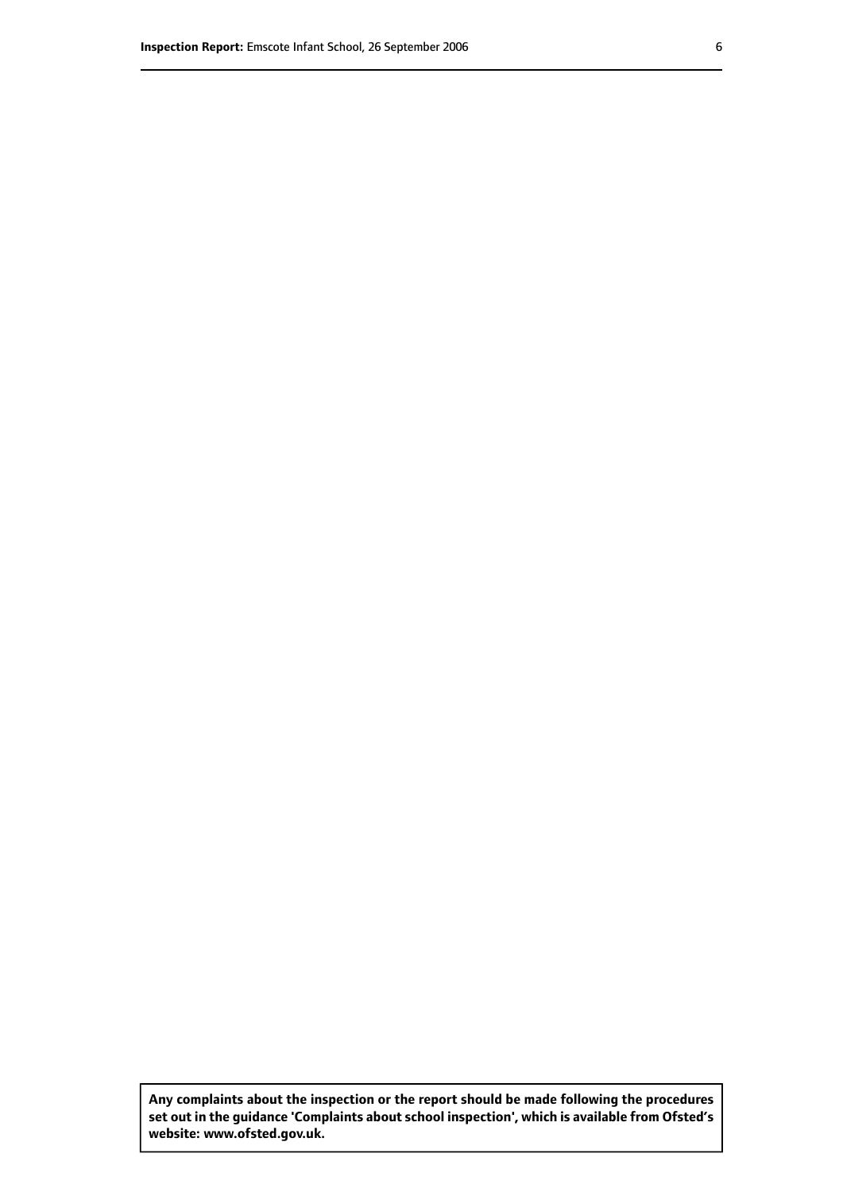**Any complaints about the inspection or the report should be made following the procedures set out in the guidance 'Complaints about school inspection', which is available from Ofsted's website: www.ofsted.gov.uk.**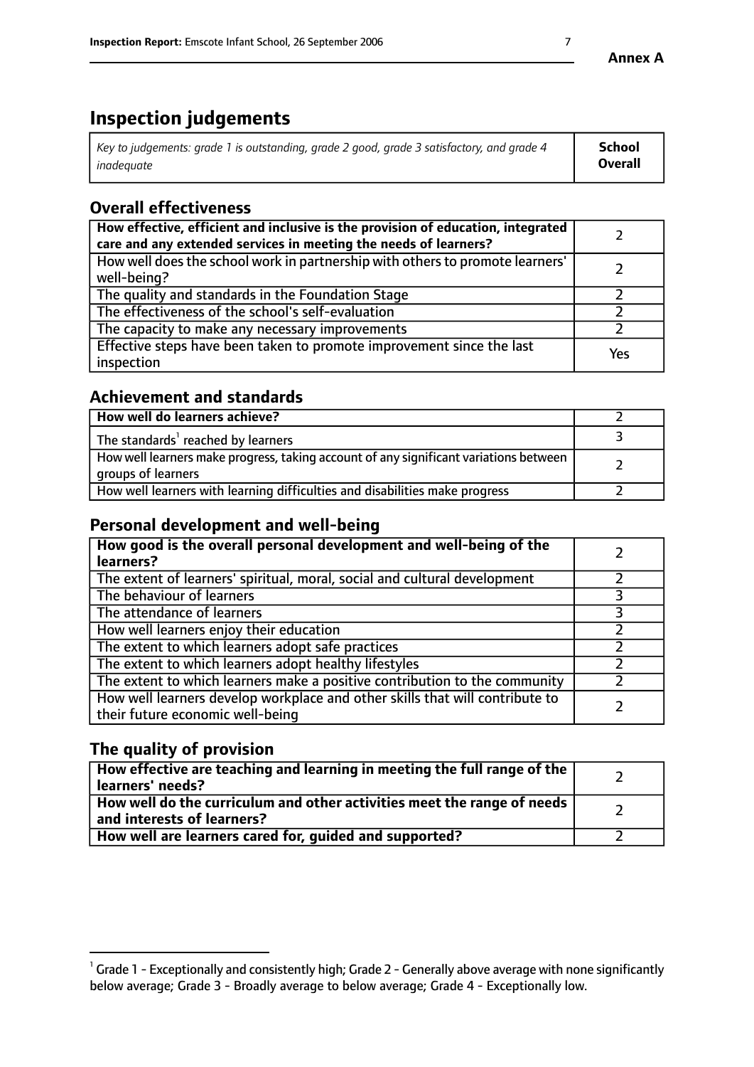# Inspection judgements

| *Key to judgements: grade 1 is outstanding, grade 2 good, grade 3 satisfactory, and grade 4 inadequate* | **School Overall** |
|---|---|

## Overall effectiveness

| | |
|---|---|
| **How effective, efficient and inclusive is the provision of education, integrated care and any extended services in meeting the needs of learners?** | 2 |
| How well does the school work in partnership with others to promote learners' well-being? | 2 |
| The quality and standards in the Foundation Stage | 2 |
| The effectiveness of the school's self-evaluation | 2 |
| The capacity to make any necessary improvements | 2 |
| Effective steps have been taken to promote improvement since the last inspection | Yes |

## Achievement and standards

| | |
|---|---|
| **How well do learners achieve?** | 2 |
| The standards[1] reached by learners | 3 |
| How well learners make progress, taking account of any significant variations between groups of learners | 2 |
| How well learners with learning difficulties and disabilities make progress | 2 |

## Personal development and well-being

| | |
|---|---|
| **How good is the overall personal development and well-being of the learners?** | 2 |
| The extent of learners' spiritual, moral, social and cultural development | 2 |
| The behaviour of learners | 3 |
| The attendance of learners | 3 |
| How well learners enjoy their education | 2 |
| The extent to which learners adopt safe practices | 2 |
| The extent to which learners adopt healthy lifestyles | 2 |
| The extent to which learners make a positive contribution to the community | 2 |
| How well learners develop workplace and other skills that will contribute to their future economic well-being | 2 |

## The quality of provision

| | |
|---|---|
| **How effective are teaching and learning in meeting the full range of the learners' needs?** | 2 |
| **How well do the curriculum and other activities meet the range of needs and interests of learners?** | 2 |
| **How well are learners cared for, guided and supported?** | 2 |

[1] Grade 1 - Exceptionally and consistently high; Grade 2 - Generally above average with none significantly below average; Grade 3 - Broadly average to below average; Grade 4 - Exceptionally low.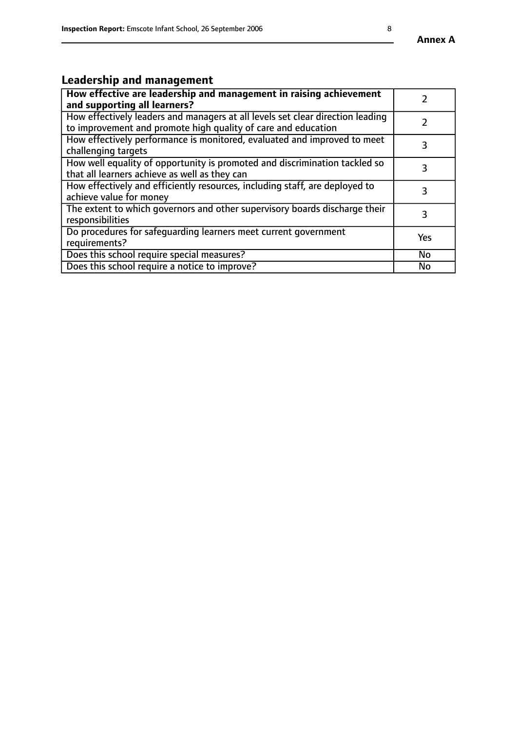## Leadership and management

| **How effective are leadership and management in raising achievement and supporting all learners?** | 2 |
|---|---|
| How effectively leaders and managers at all levels set clear direction leading to improvement and promote high quality of care and education | 2 |
| How effectively performance is monitored, evaluated and improved to meet challenging targets | 3 |
| How well equality of opportunity is promoted and discrimination tackled so that all learners achieve as well as they can | 3 |
| How effectively and efficiently resources, including staff, are deployed to achieve value for money | 3 |
| The extent to which governors and other supervisory boards discharge their responsibilities | 3 |
| Do procedures for safeguarding learners meet current government requirements? | Yes |
| Does this school require special measures? | No |
| Does this school require a notice to improve? | No |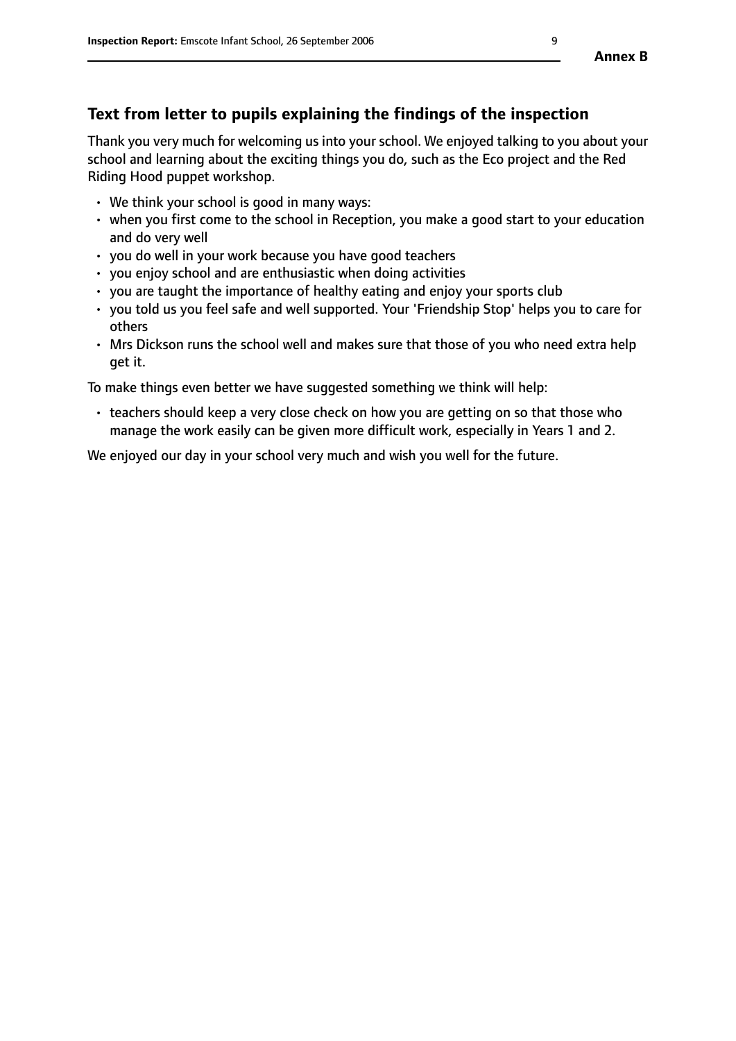Annex B

## Text from letter to pupils explaining the findings of the inspection

Thank you very much for welcoming us into your school. We enjoyed talking to you about your school and learning about the exciting things you do, such as the Eco project and the Red Riding Hood puppet workshop.

- We think your school is good in many ways:
- when you first come to the school in Reception, you make a good start to your education and do very well
- you do well in your work because you have good teachers
- you enjoy school and are enthusiastic when doing activities
- you are taught the importance of healthy eating and enjoy your sports club
- you told us you feel safe and well supported. Your 'Friendship Stop' helps you to care for others
- Mrs Dickson runs the school well and makes sure that those of you who need extra help get it.

To make things even better we have suggested something we think will help:

- teachers should keep a very close check on how you are getting on so that those who manage the work easily can be given more difficult work, especially in Years 1 and 2.

We enjoyed our day in your school very much and wish you well for the future.